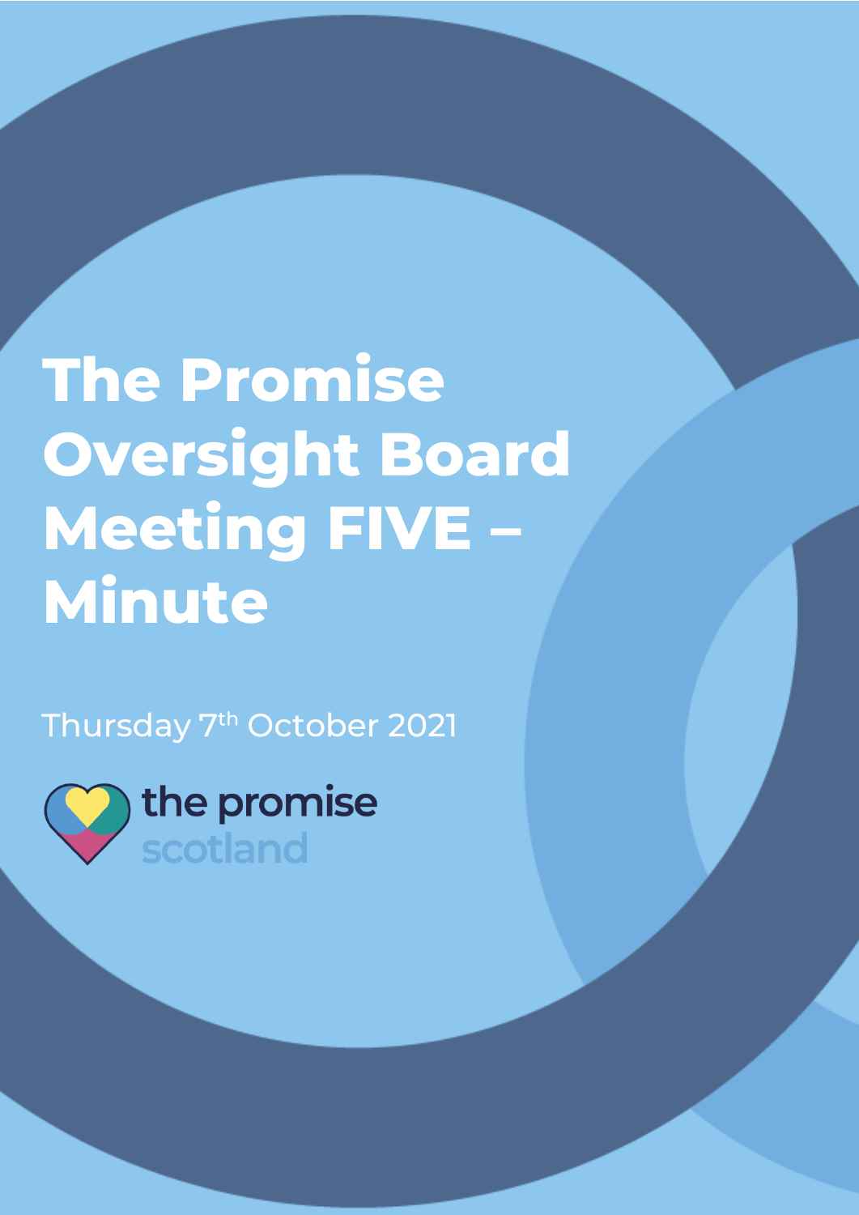# The Promise Oversight Board Meeting FIVE – Minute

Thursday 7th October 2021

the promise scotland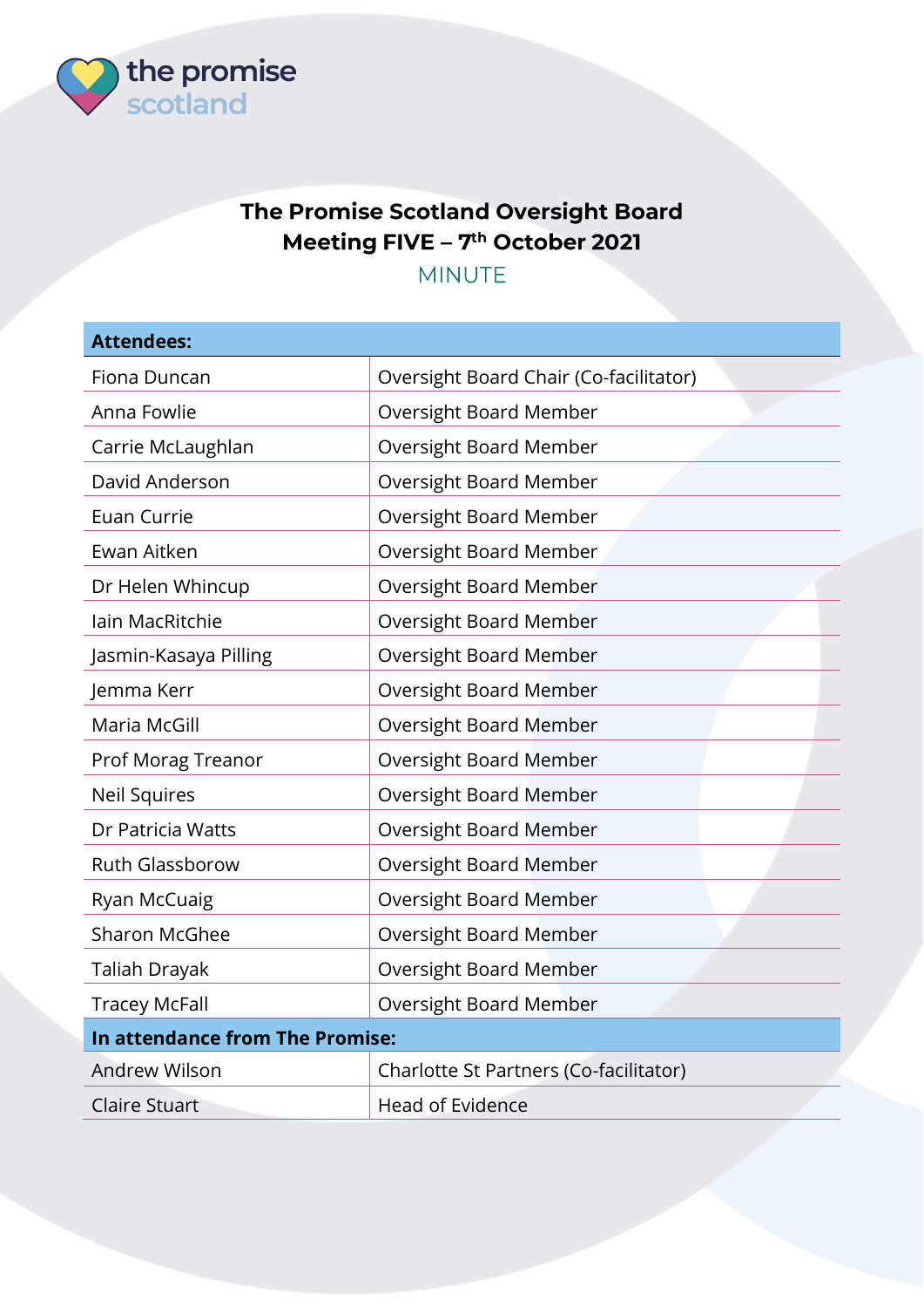the promise scotland

# The Promise Scotland Oversight Board
# Meeting FIVE – 7th October 2021

## MINUTE

| **Attendees:** | |
|---|---|
| Fiona Duncan | Oversight Board Chair (Co-facilitator) |
| Anna Fowlie | Oversight Board Member |
| Carrie McLaughlan | Oversight Board Member |
| David Anderson | Oversight Board Member |
| Euan Currie | Oversight Board Member |
| Ewan Aitken | Oversight Board Member |
| Dr Helen Whincup | Oversight Board Member |
| Iain MacRitchie | Oversight Board Member |
| Jasmin-Kasaya Pilling | Oversight Board Member |
| Jemma Kerr | Oversight Board Member |
| Maria McGill | Oversight Board Member |
| Prof Morag Treanor | Oversight Board Member |
| Neil Squires | Oversight Board Member |
| Dr Patricia Watts | Oversight Board Member |
| Ruth Glassborow | Oversight Board Member |
| Ryan McCuaig | Oversight Board Member |
| Sharon McGhee | Oversight Board Member |
| Taliah Drayak | Oversight Board Member |
| Tracey McFall | Oversight Board Member |
| **In attendance from The Promise:** | |
| Andrew Wilson | Charlotte St Partners (Co-facilitator) |
| Claire Stuart | Head of Evidence |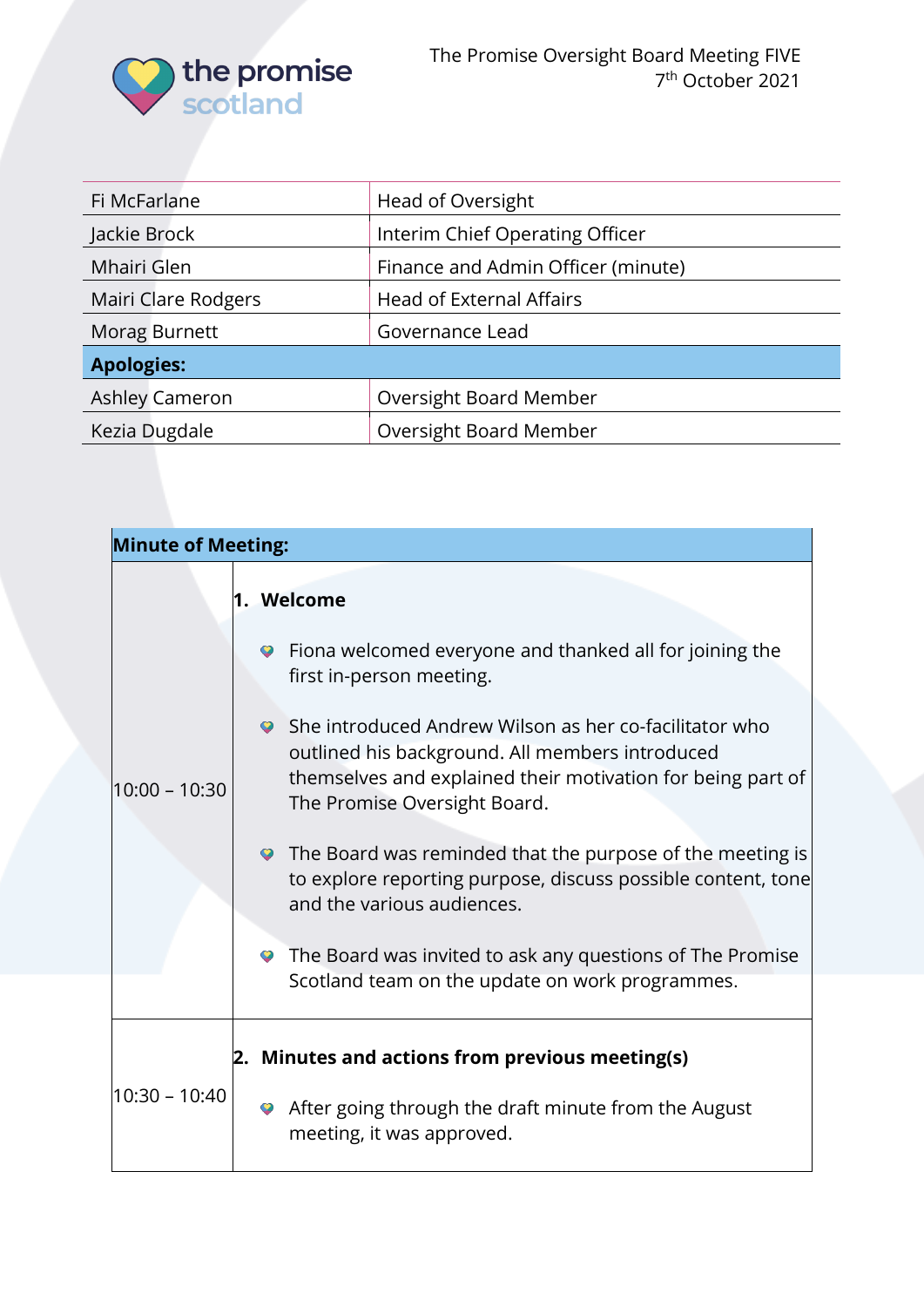The Promise Oversight Board Meeting FIVE
7th October 2021

| | |
|---|---|
| Fi McFarlane | Head of Oversight |
| Jackie Brock | Interim Chief Operating Officer |
| Mhairi Glen | Finance and Admin Officer (minute) |
| Mairi Clare Rodgers | Head of External Affairs |
| Morag Burnett | Governance Lead |
| **Apologies:** | |
| Ashley Cameron | Oversight Board Member |
| Kezia Dugdale | Oversight Board Member |

| **Minute of Meeting:** | |
|---|---|
| 10:00 – 10:30 | **1. Welcome**<br>• Fiona welcomed everyone and thanked all for joining the first in-person meeting.<br>• She introduced Andrew Wilson as her co-facilitator who outlined his background. All members introduced themselves and explained their motivation for being part of The Promise Oversight Board.<br>• The Board was reminded that the purpose of the meeting is to explore reporting purpose, discuss possible content, tone and the various audiences.<br>• The Board was invited to ask any questions of The Promise Scotland team on the update on work programmes. |
| 10:30 – 10:40 | **2. Minutes and actions from previous meeting(s)**<br>• After going through the draft minute from the August meeting, it was approved. |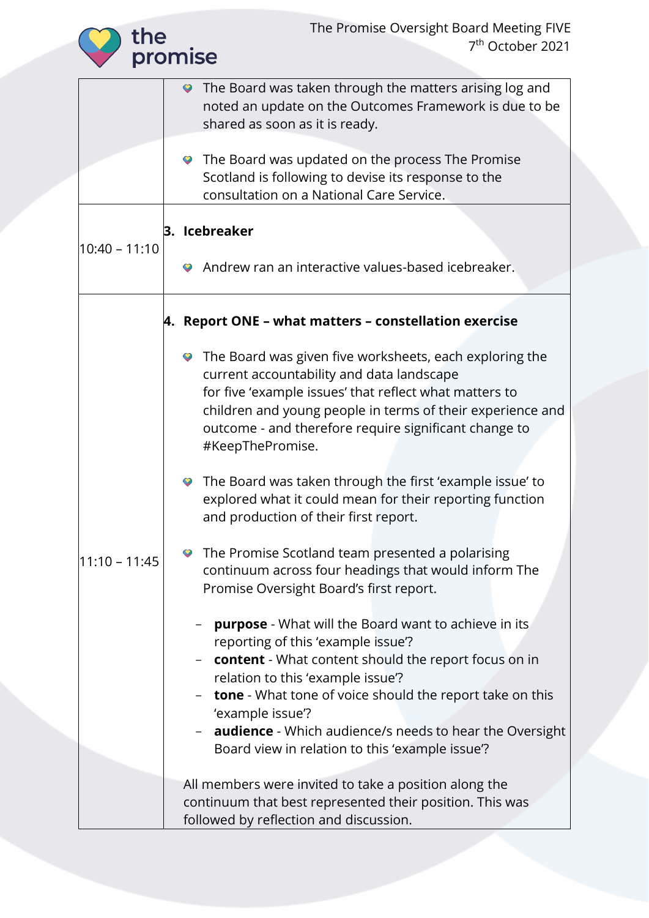| | |
|---|---|
| | • The Board was taken through the matters arising log and noted an update on the Outcomes Framework is due to be shared as soon as it is ready.<br><br>• The Board was updated on the process The Promise Scotland is following to devise its response to the consultation on a National Care Service. |
| 10:40 – 11:10 | **3. Icebreaker**<br><br>• Andrew ran an interactive values-based icebreaker. |
| 11:10 – 11:45 | **4. Report ONE – what matters – constellation exercise**<br><br>• The Board was given five worksheets, each exploring the current accountability and data landscape for five 'example issues' that reflect what matters to children and young people in terms of their experience and outcome - and therefore require significant change to #KeepThePromise.<br><br>• The Board was taken through the first 'example issue' to explored what it could mean for their reporting function and production of their first report.<br><br>• The Promise Scotland team presented a polarising continuum across four headings that would inform The Promise Oversight Board's first report.<br><br>– **purpose** - What will the Board want to achieve in its reporting of this 'example issue'?<br>– **content** - What content should the report focus on in relation to this 'example issue'?<br>– **tone** - What tone of voice should the report take on this 'example issue'?<br>– **audience** - Which audience/s needs to hear the Oversight Board view in relation to this 'example issue'?<br><br>All members were invited to take a position along the continuum that best represented their position. This was followed by reflection and discussion. |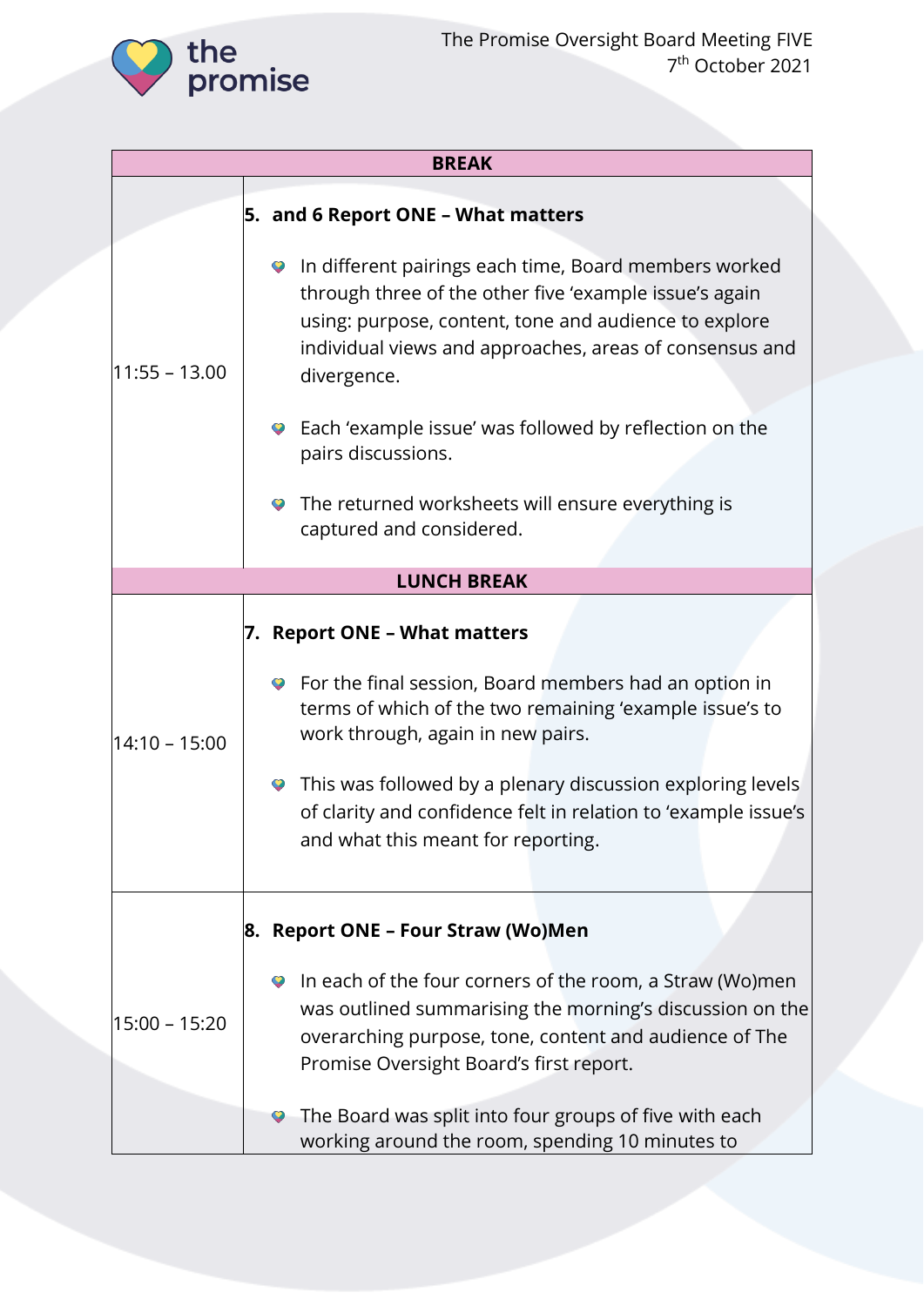| BREAK | |
|---|---|
| 11:55 – 13.00 | **5. and 6 Report ONE – What matters**<br><br>- In different pairings each time, Board members worked through three of the other five 'example issue's again using: purpose, content, tone and audience to explore individual views and approaches, areas of consensus and divergence.<br>- Each 'example issue' was followed by reflection on the pairs discussions.<br>- The returned worksheets will ensure everything is captured and considered. |
| **LUNCH BREAK** | |
| 14:10 – 15:00 | **7. Report ONE – What matters**<br><br>- For the final session, Board members had an option in terms of which of the two remaining 'example issue's to work through, again in new pairs.<br>- This was followed by a plenary discussion exploring levels of clarity and confidence felt in relation to 'example issue's and what this meant for reporting. |
| 15:00 – 15:20 | **8. Report ONE – Four Straw (Wo)Men**<br><br>- In each of the four corners of the room, a Straw (Wo)men was outlined summarising the morning's discussion on the overarching purpose, tone, content and audience of The Promise Oversight Board's first report.<br>- The Board was split into four groups of five with each working around the room, spending 10 minutes to |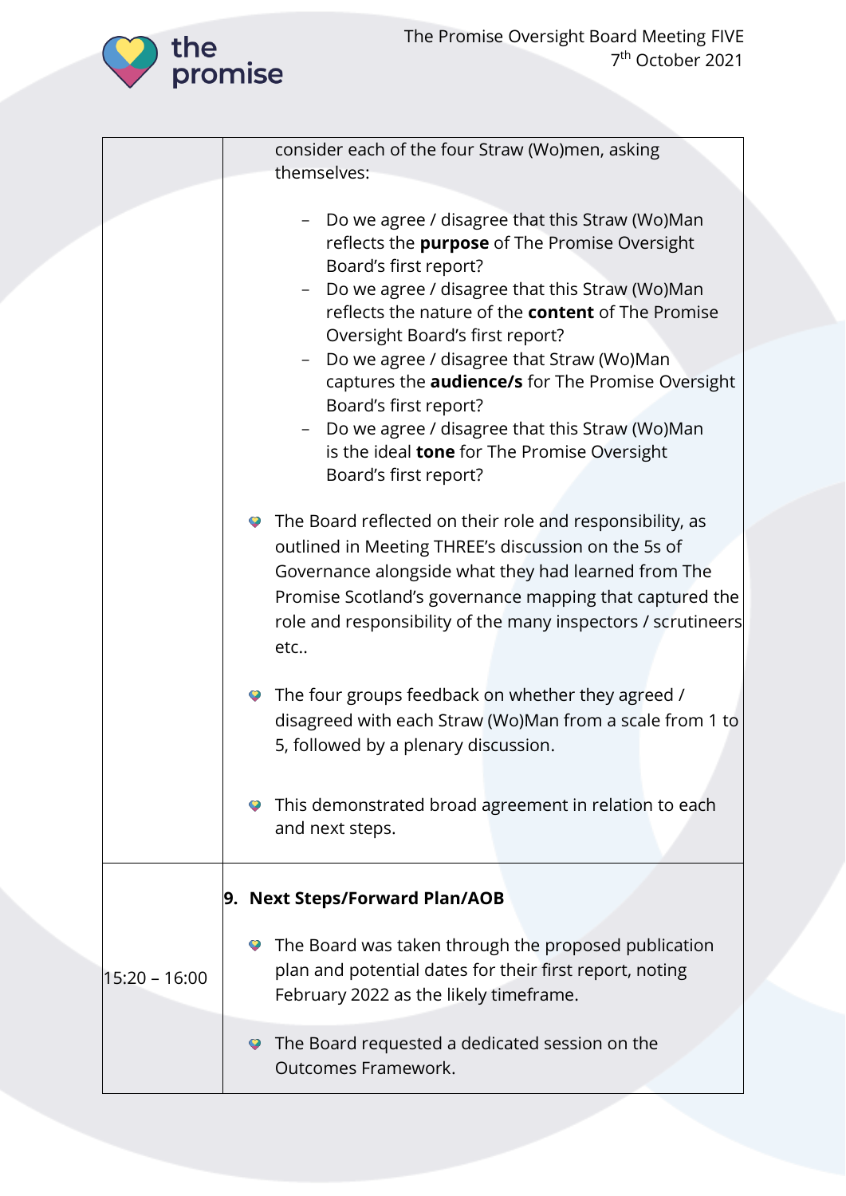| | |
|---|---|
| | consider each of the four Straw (Wo)men, asking themselves:<br><br>– Do we agree / disagree that this Straw (Wo)Man reflects the **purpose** of The Promise Oversight Board's first report?<br>– Do we agree / disagree that this Straw (Wo)Man reflects the nature of the **content** of The Promise Oversight Board's first report?<br>– Do we agree / disagree that Straw (Wo)Man captures the **audience/s** for The Promise Oversight Board's first report?<br>– Do we agree / disagree that this Straw (Wo)Man is the ideal **tone** for The Promise Oversight Board's first report?<br><br>• The Board reflected on their role and responsibility, as outlined in Meeting THREE's discussion on the 5s of Governance alongside what they had learned from The Promise Scotland's governance mapping that captured the role and responsibility of the many inspectors / scrutineers etc..<br><br>• The four groups feedback on whether they agreed / disagreed with each Straw (Wo)Man from a scale from 1 to 5, followed by a plenary discussion.<br><br>• This demonstrated broad agreement in relation to each and next steps. |
| 15:20 – 16:00 | **9. Next Steps/Forward Plan/AOB**<br><br>• The Board was taken through the proposed publication plan and potential dates for their first report, noting February 2022 as the likely timeframe.<br><br>• The Board requested a dedicated session on the Outcomes Framework. |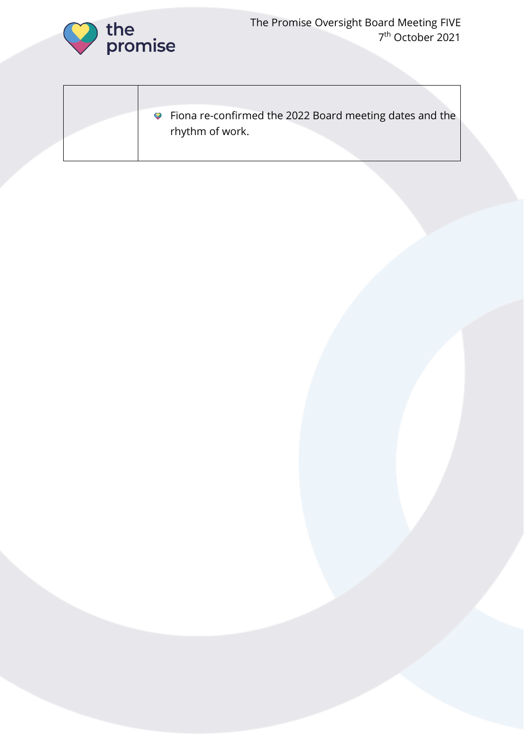| | |
|---|---|
| | - Fiona re-confirmed the 2022 Board meeting dates and the rhythm of work. |